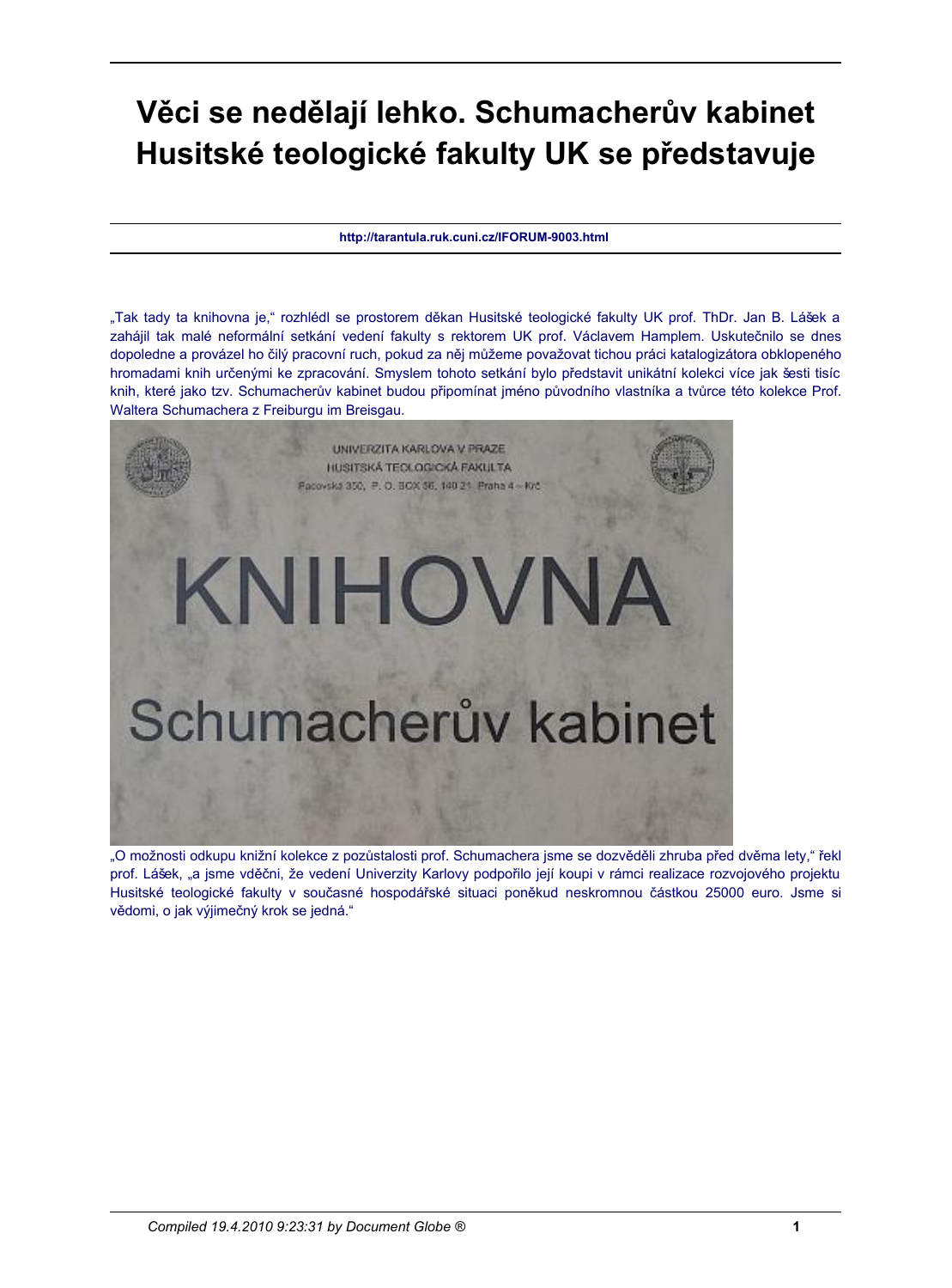# Věci se nedělají lehko. Schumacherův kabinet Husitské teologické fakulty UK se představuje

**http://tarantula.ruk.cuni.cz/IFORUM-9003.html**

„Tak tady ta knihovna je," rozhlédl se prostorem děkan Husitské teologické fakulty UK prof. ThDr. Jan B. Lášek a zahájil tak malé neformální setkání vedení fakulty s rektorem UK prof. Václavem Hamplem. Uskutečnilo se dnes dopoledne a provázel ho čilý pracovní ruch, pokud za něj můžeme považovat tichou práci katalogizátora obklopeného hromadami knih určenými ke zpracování. Smyslem tohoto setkání bylo představit unikátní kolekci více jak šesti tisíc knih, které jako tzv. Schumacherův kabinet budou připomínat jméno původního vlastníka a tvůrce této kolekce Prof. Waltera Schumachera z Freiburgu im Breisgau.

„O možnosti odkupu knižní kolekce z pozůstalosti prof. Schumachera jsme se dozvěděli zhruba před dvěma lety," řekl prof. Lášek, „a jsme vděčni, že vedení Univerzity Karlovy podpořilo její koupi v rámci realizace rozvojového projektu Husitské teologické fakulty v současné hospodářské situaci poněkud neskromnou částkou 25000 euro. Jsme si vědomi, o jak výjimečný krok se jedná."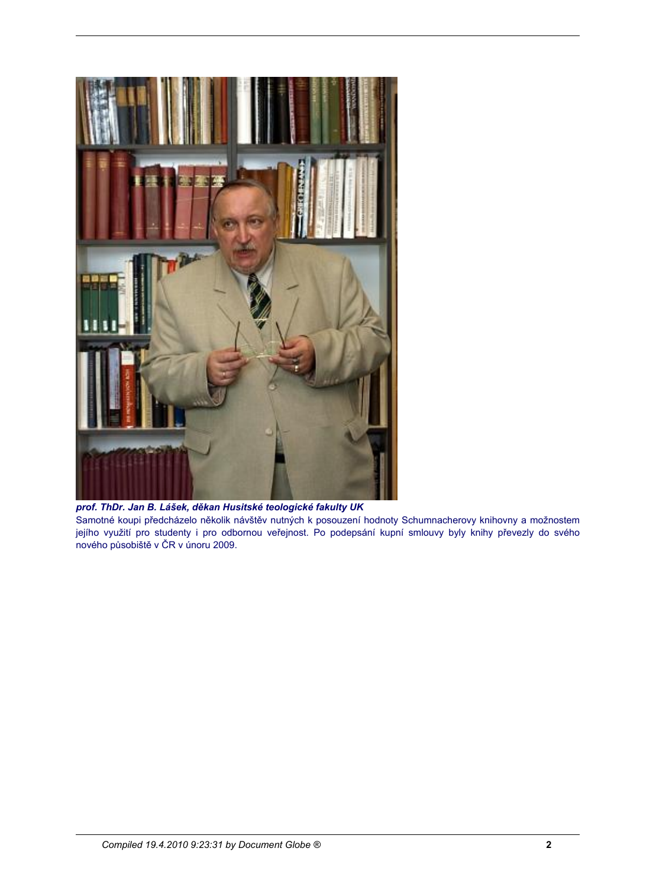***prof. ThDr. Jan B. Lášek, děkan Husitské teologické fakulty UK***

Samotné koupi předcházelo několik návštěv nutných k posouzení hodnoty Schumnacherovy knihovny a možnostem jejího využití pro studenty i pro odbornou veřejnost. Po podepsání kupní smlouvy byly knihy převezly do svého nového působiště v ČR v únoru 2009.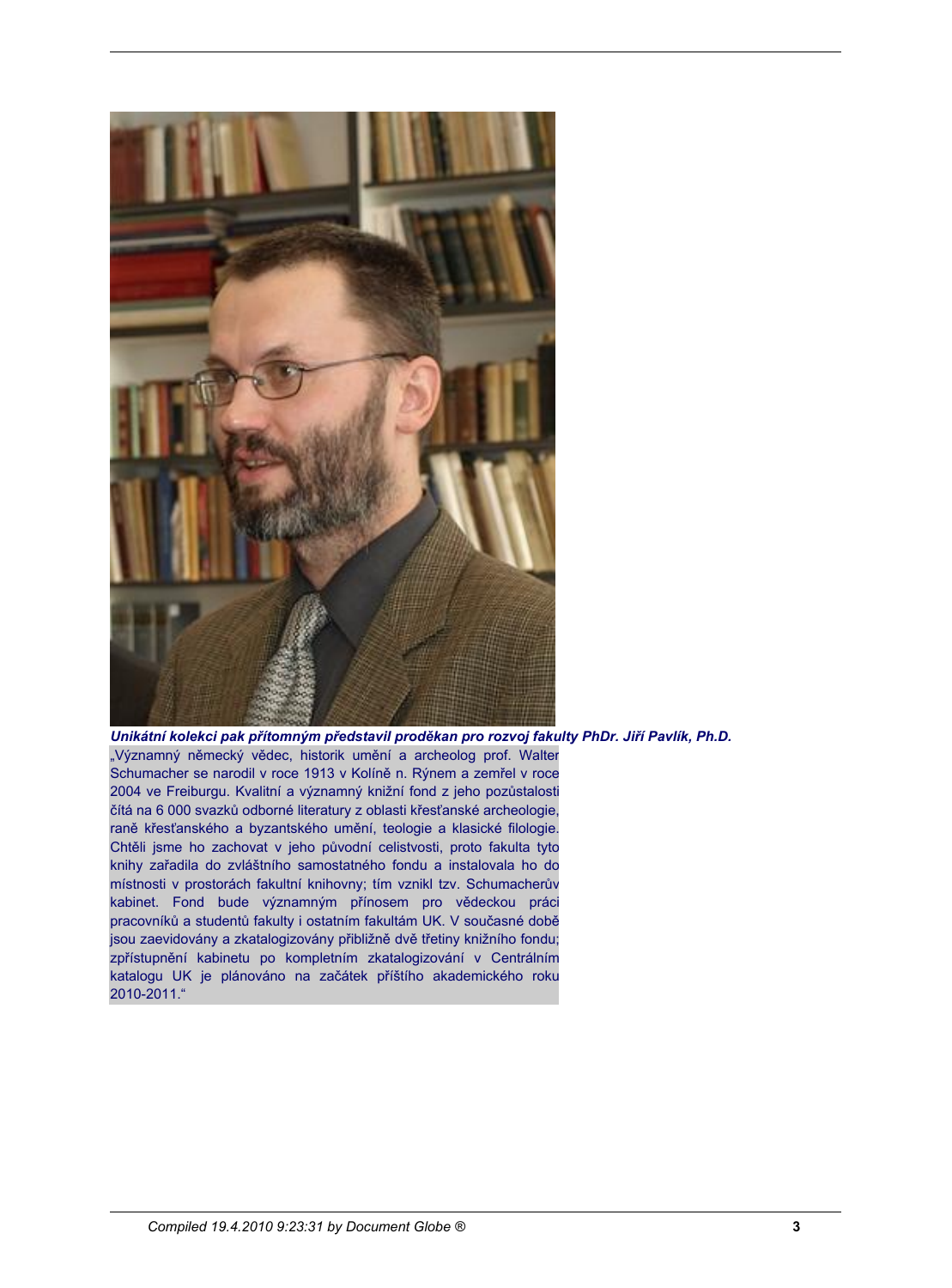***Unikátní kolekci pak přítomným představil proděkan pro rozvoj fakulty PhDr. Jiří Pavlík, Ph.D.***

„Významný německý vědec, historik umění a archeolog prof. Walter Schumacher se narodil v roce 1913 v Kolíně n. Rýnem a zemřel v roce 2004 ve Freiburgu. Kvalitní a významný knižní fond z jeho pozůstalosti čítá na 6 000 svazků odborné literatury z oblasti křesťanské archeologie, raně křesťanského a byzantského umění, teologie a klasické filologie. Chtěli jsme ho zachovat v jeho původní celistvosti, proto fakulta tyto knihy zařadila do zvláštního samostatného fondu a instalovala ho do místnosti v prostorách fakultní knihovny; tím vznikl tzv. Schumacherův kabinet. Fond bude významným přínosem pro vědeckou práci pracovníků a studentů fakulty i ostatním fakultám UK. V současné době jsou zaevidovány a zkatalogizovány přibližně dvě třetiny knižního fondu; zpřístupnění kabinetu po kompletním zkatalogizování v Centrálním katalogu UK je plánováno na začátek příštího akademického roku 2010-2011."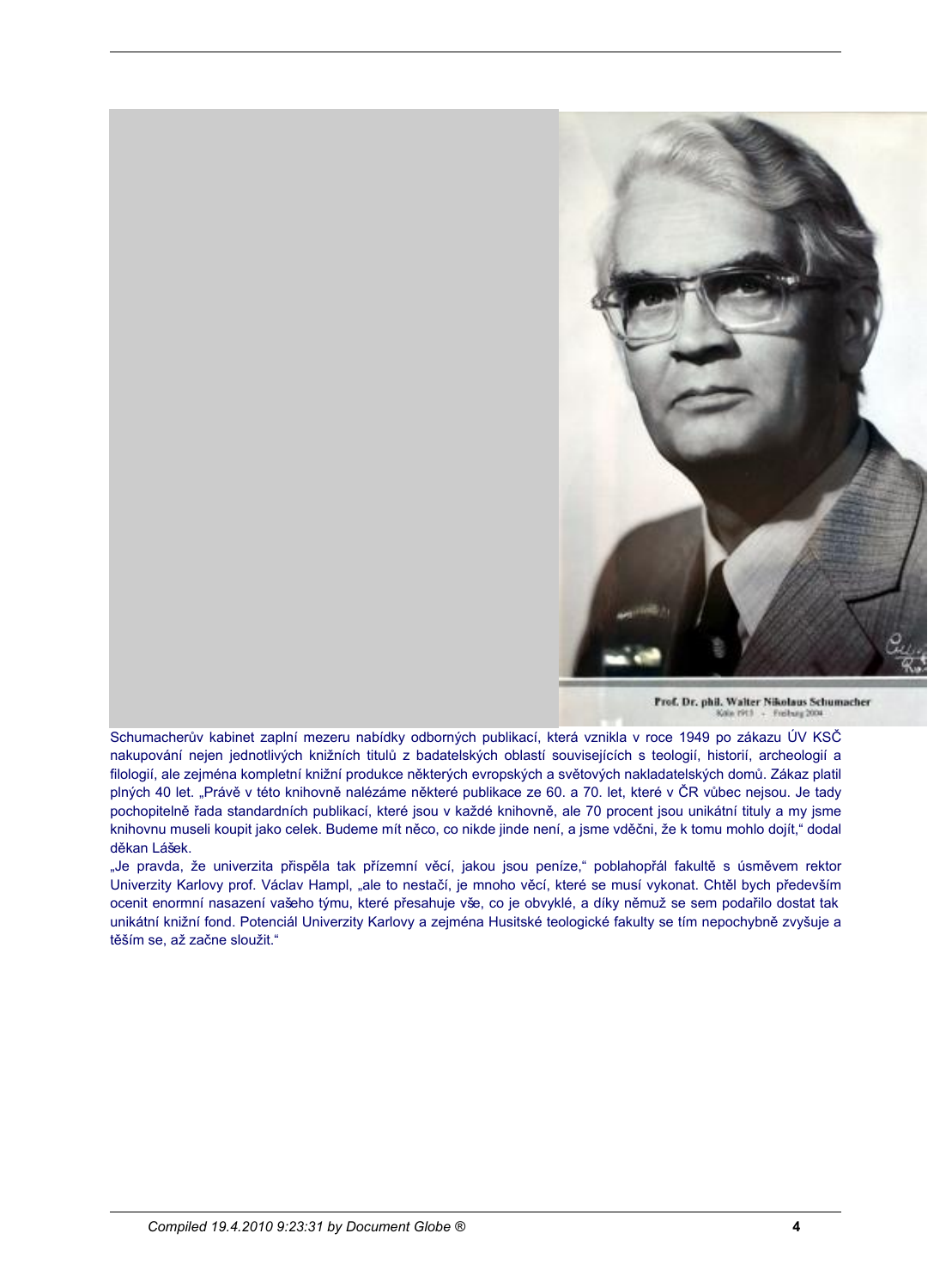Schumacherův kabinet zaplní mezeru nabídky odborných publikací, která vznikla v roce 1949 po zákazu ÚV KSČ nakupování nejen jednotlivých knižních titulů z badatelských oblastí souvisejících s teologií, historií, archeologií a filologií, ale zejména kompletní knižní produkce některých evropských a světových nakladatelských domů. Zákaz platil plných 40 let. „Právě v této knihovně nalézáme některé publikace ze 60. a 70. let, které v ČR vůbec nejsou. Je tady pochopitelně řada standardních publikací, které jsou v každé knihovně, ale 70 procent jsou unikátní tituly a my jsme knihovnu museli koupit jako celek. Budeme mít něco, co nikde jinde není, a jsme vděčni, že k tomu mohlo dojít," dodal děkan Lášek.

„Je pravda, že univerzita přispěla tak přízemní věcí, jakou jsou peníze," poblahopřál fakultě s úsměvem rektor Univerzity Karlovy prof. Václav Hampl, „ale to nestačí, je mnoho věcí, které se musí vykonat. Chtěl bych především ocenit enormní nasazení vašeho týmu, které přesahuje vše, co je obvyklé, a díky němuž se sem podařilo dostat tak unikátní knižní fond. Potenciál Univerzity Karlovy a zejména Husitské teologické fakulty se tím nepochybně zvyšuje a těším se, až začne sloužit."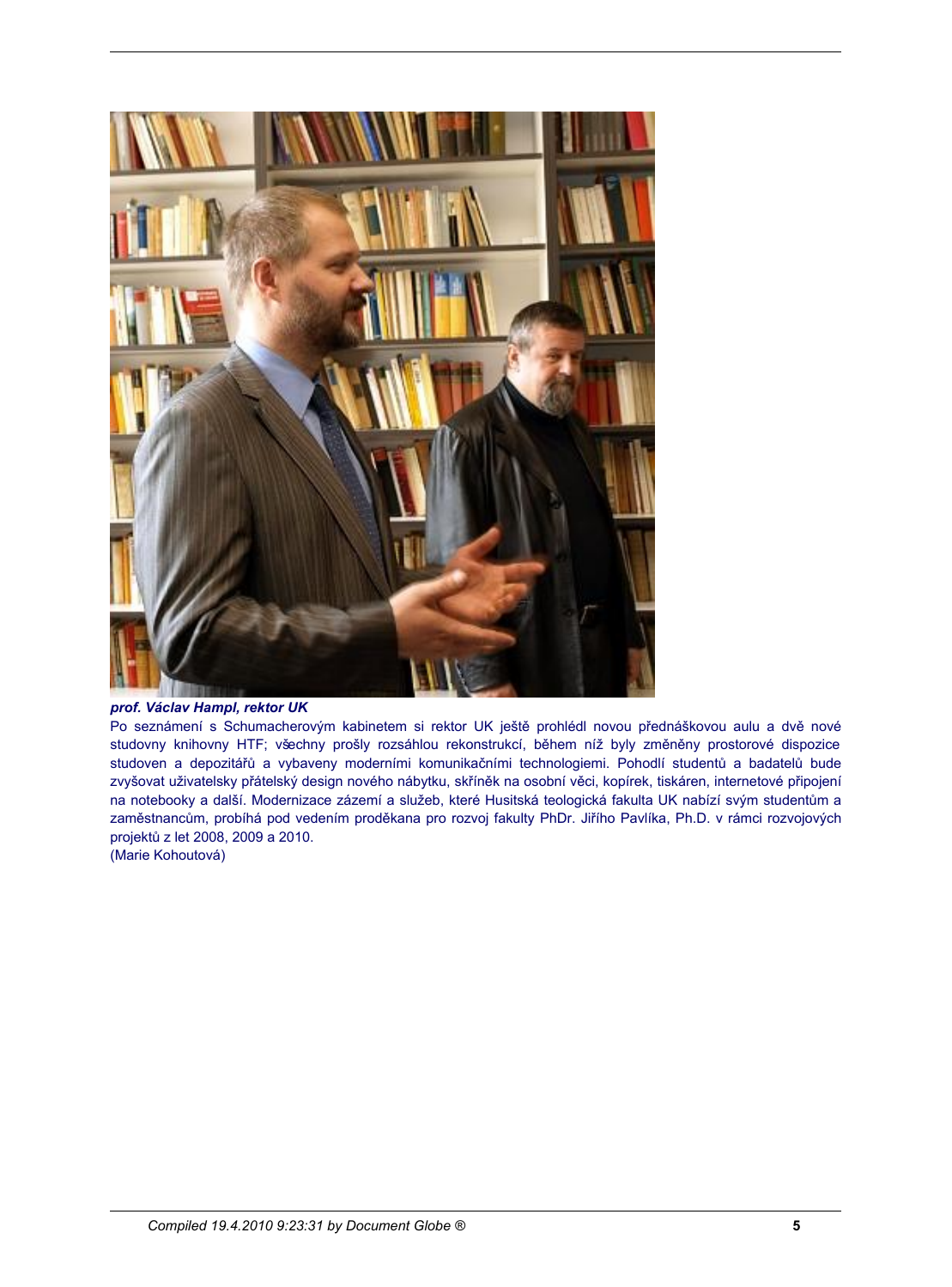***prof. Václav Hampl, rektor UK***

Po seznámení s Schumacherovým kabinetem si rektor UK ještě prohlédl novou přednáškovou aulu a dvě nové studovny knihovny HTF; všechny prošly rozsáhlou rekonstrukcí, během níž byly změněny prostorové dispozice studoven a depozitářů a vybaveny moderními komunikačními technologiemi. Pohodlí studentů a badatelů bude zvyšovat uživatelsky přátelský design nového nábytku, skříněk na osobní věci, kopírek, tiskáren, internetové připojení na notebooky a další. Modernizace zázemí a služeb, které Husitská teologická fakulta UK nabízí svým studentům a zaměstnancům, probíhá pod vedením proděkana pro rozvoj fakulty PhDr. Jiřího Pavlíka, Ph.D. v rámci rozvojových projektů z let 2008, 2009 a 2010.

(Marie Kohoutová)